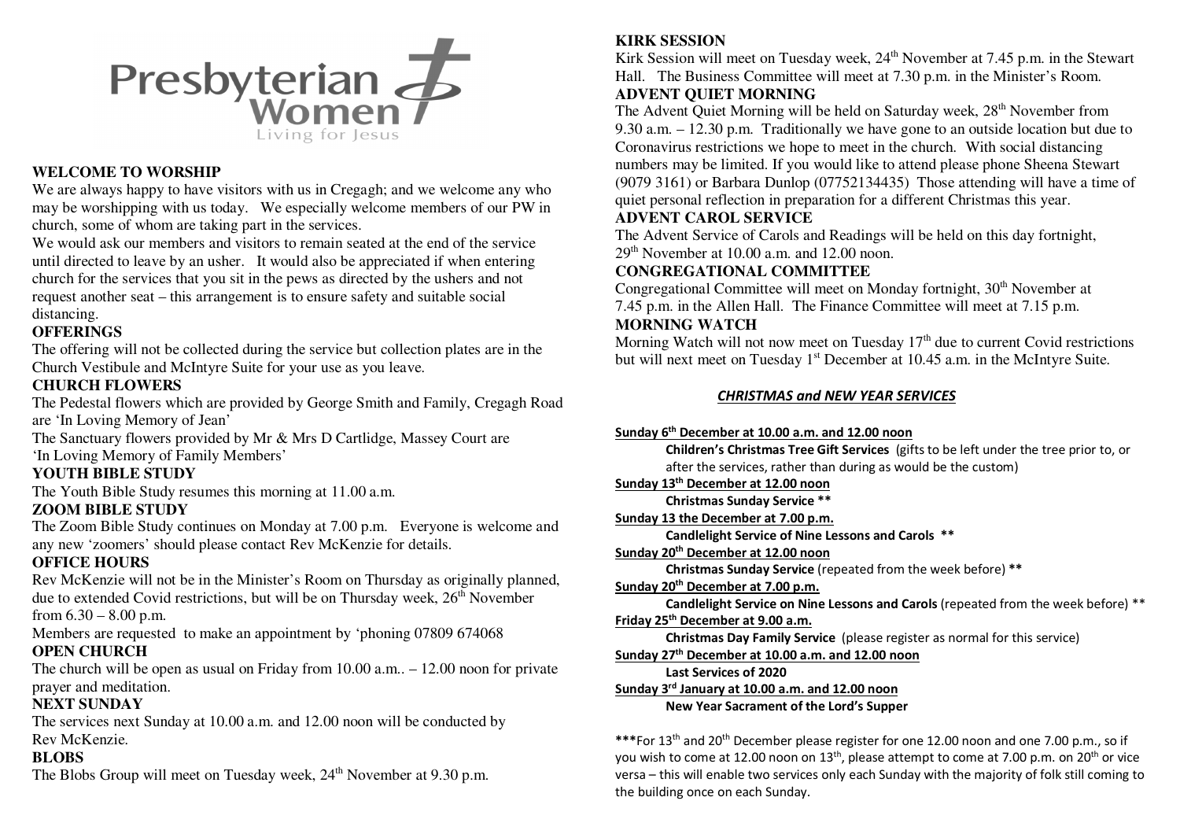Presbyterian Women
Living for Jesus

## WELCOME TO WORSHIP

We are always happy to have visitors with us in Cregagh; and we welcome any who may be worshipping with us today. We especially welcome members of our PW in church, some of whom are taking part in the services.

We would ask our members and visitors to remain seated at the end of the service until directed to leave by an usher. It would also be appreciated if when entering church for the services that you sit in the pews as directed by the ushers and not request another seat – this arrangement is to ensure safety and suitable social distancing.

## OFFERINGS

The offering will not be collected during the service but collection plates are in the Church Vestibule and McIntyre Suite for your use as you leave.

## CHURCH FLOWERS

The Pedestal flowers which are provided by George Smith and Family, Cregagh Road are 'In Loving Memory of Jean'

The Sanctuary flowers provided by Mr & Mrs D Cartlidge, Massey Court are 'In Loving Memory of Family Members'

## YOUTH BIBLE STUDY

The Youth Bible Study resumes this morning at 11.00 a.m.

## ZOOM BIBLE STUDY

The Zoom Bible Study continues on Monday at 7.00 p.m. Everyone is welcome and any new 'zoomers' should please contact Rev McKenzie for details.

## OFFICE HOURS

Rev McKenzie will not be in the Minister's Room on Thursday as originally planned, due to extended Covid restrictions, but will be on Thursday week, 26th November from 6.30 – 8.00 p.m.

Members are requested to make an appointment by 'phoning 07809 674068

## OPEN CHURCH

The church will be open as usual on Friday from 10.00 a.m.. – 12.00 noon for private prayer and meditation.

## NEXT SUNDAY

The services next Sunday at 10.00 a.m. and 12.00 noon will be conducted by Rev McKenzie.

## BLOBS

The Blobs Group will meet on Tuesday week, 24th November at 9.30 p.m.

## KIRK SESSION

Kirk Session will meet on Tuesday week, 24th November at 7.45 p.m. in the Stewart Hall. The Business Committee will meet at 7.30 p.m. in the Minister's Room.

## ADVENT QUIET MORNING

The Advent Quiet Morning will be held on Saturday week, 28th November from 9.30 a.m. – 12.30 p.m. Traditionally we have gone to an outside location but due to Coronavirus restrictions we hope to meet in the church. With social distancing numbers may be limited. If you would like to attend please phone Sheena Stewart (9079 3161) or Barbara Dunlop (07752134435) Those attending will have a time of quiet personal reflection in preparation for a different Christmas this year.

## ADVENT CAROL SERVICE

The Advent Service of Carols and Readings will be held on this day fortnight, 29th November at 10.00 a.m. and 12.00 noon.

## CONGREGATIONAL COMMITTEE

Congregational Committee will meet on Monday fortnight, 30th November at 7.45 p.m. in the Allen Hall. The Finance Committee will meet at 7.15 p.m.

## MORNING WATCH

Morning Watch will not now meet on Tuesday 17th due to current Covid restrictions but will next meet on Tuesday 1st December at 10.45 a.m. in the McIntyre Suite.

## *CHRISTMAS and NEW YEAR SERVICES*

**Sunday 6th December at 10.00 a.m. and 12.00 noon**
**Children's Christmas Tree Gift Services** (gifts to be left under the tree prior to, or after the services, rather than during as would be the custom)

**Sunday 13th December at 12.00 noon**
**Christmas Sunday Service \*\***

**Sunday 13 the December at 7.00 p.m.**
**Candlelight Service of Nine Lessons and Carols \*\***

**Sunday 20th December at 12.00 noon**
**Christmas Sunday Service** (repeated from the week before) **\*\***

**Sunday 20th December at 7.00 p.m.**
**Candlelight Service on Nine Lessons and Carols** (repeated from the week before) \*\*

**Friday 25th December at 9.00 a.m.**
**Christmas Day Family Service** (please register as normal for this service)

**Sunday 27th December at 10.00 a.m. and 12.00 noon**
**Last Services of 2020**

**Sunday 3rd January at 10.00 a.m. and 12.00 noon**
**New Year Sacrament of the Lord's Supper**

**\*\*\***For 13th and 20th December please register for one 12.00 noon and one 7.00 p.m., so if you wish to come at 12.00 noon on 13th, please attempt to come at 7.00 p.m. on 20th or vice versa – this will enable two services only each Sunday with the majority of folk still coming to the building once on each Sunday.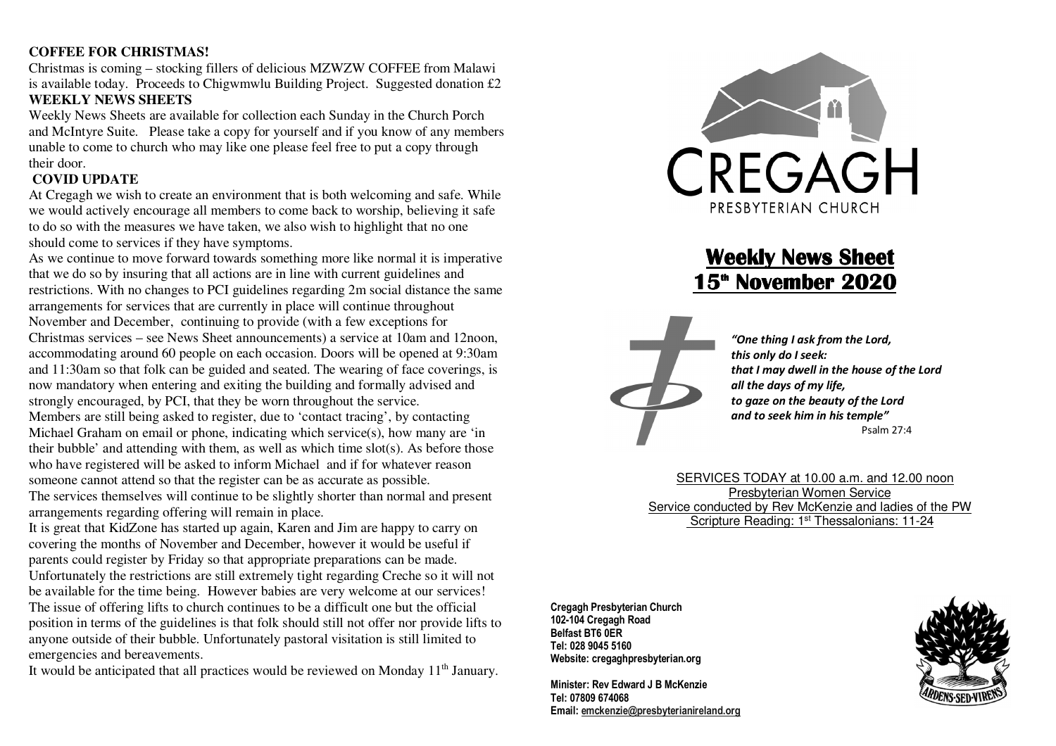**COFFEE FOR CHRISTMAS!**

Christmas is coming – stocking fillers of delicious MZWZW COFFEE from Malawi is available today. Proceeds to Chigwmwlu Building Project. Suggested donation £2

**WEEKLY NEWS SHEETS**

Weekly News Sheets are available for collection each Sunday in the Church Porch and McIntyre Suite. Please take a copy for yourself and if you know of any members unable to come to church who may like one please feel free to put a copy through their door.

**COVID UPDATE**

At Cregagh we wish to create an environment that is both welcoming and safe. While we would actively encourage all members to come back to worship, believing it safe to do so with the measures we have taken, we also wish to highlight that no one should come to services if they have symptoms.

As we continue to move forward towards something more like normal it is imperative that we do so by insuring that all actions are in line with current guidelines and restrictions. With no changes to PCI guidelines regarding 2m social distance the same arrangements for services that are currently in place will continue throughout November and December, continuing to provide (with a few exceptions for Christmas services – see News Sheet announcements) a service at 10am and 12noon, accommodating around 60 people on each occasion. Doors will be opened at 9:30am and 11:30am so that folk can be guided and seated. The wearing of face coverings, is now mandatory when entering and exiting the building and formally advised and strongly encouraged, by PCI, that they be worn throughout the service.

Members are still being asked to register, due to 'contact tracing', by contacting Michael Graham on email or phone, indicating which service(s), how many are 'in their bubble' and attending with them, as well as which time slot(s). As before those who have registered will be asked to inform Michael and if for whatever reason someone cannot attend so that the register can be as accurate as possible.

The services themselves will continue to be slightly shorter than normal and present arrangements regarding offering will remain in place.

It is great that KidZone has started up again, Karen and Jim are happy to carry on covering the months of November and December, however it would be useful if parents could register by Friday so that appropriate preparations can be made.

Unfortunately the restrictions are still extremely tight regarding Creche so it will not be available for the time being. However babies are very welcome at our services!

The issue of offering lifts to church continues to be a difficult one but the official position in terms of the guidelines is that folk should still not offer nor provide lifts to anyone outside of their bubble. Unfortunately pastoral visitation is still limited to emergencies and bereavements.

It would be anticipated that all practices would be reviewed on Monday 11th January.

CREGAGH

PRESBYTERIAN CHURCH

# Weekly News Sheet
# 15th November 2020

*"One thing I ask from the Lord,*
*this only do I seek:*
*that I may dwell in the house of the Lord*
*all the days of my life,*
*to gaze on the beauty of the Lord*
*and to seek him in his temple"*

Psalm 27:4

SERVICES TODAY at 10.00 a.m. and 12.00 noon
Presbyterian Women Service
Service conducted by Rev McKenzie and ladies of the PW
Scripture Reading: 1st Thessalonians: 11-24

**Cregagh Presbyterian Church**
**102-104 Cregagh Road**
**Belfast BT6 0ER**
**Tel: 028 9045 5160**
**Website: cregaghpresbyterian.org**

**Minister: Rev Edward J B McKenzie**
**Tel: 07809 674068**
**Email: emckenzie@presbyterianireland.org**

ARDENS·SED·VIRENS